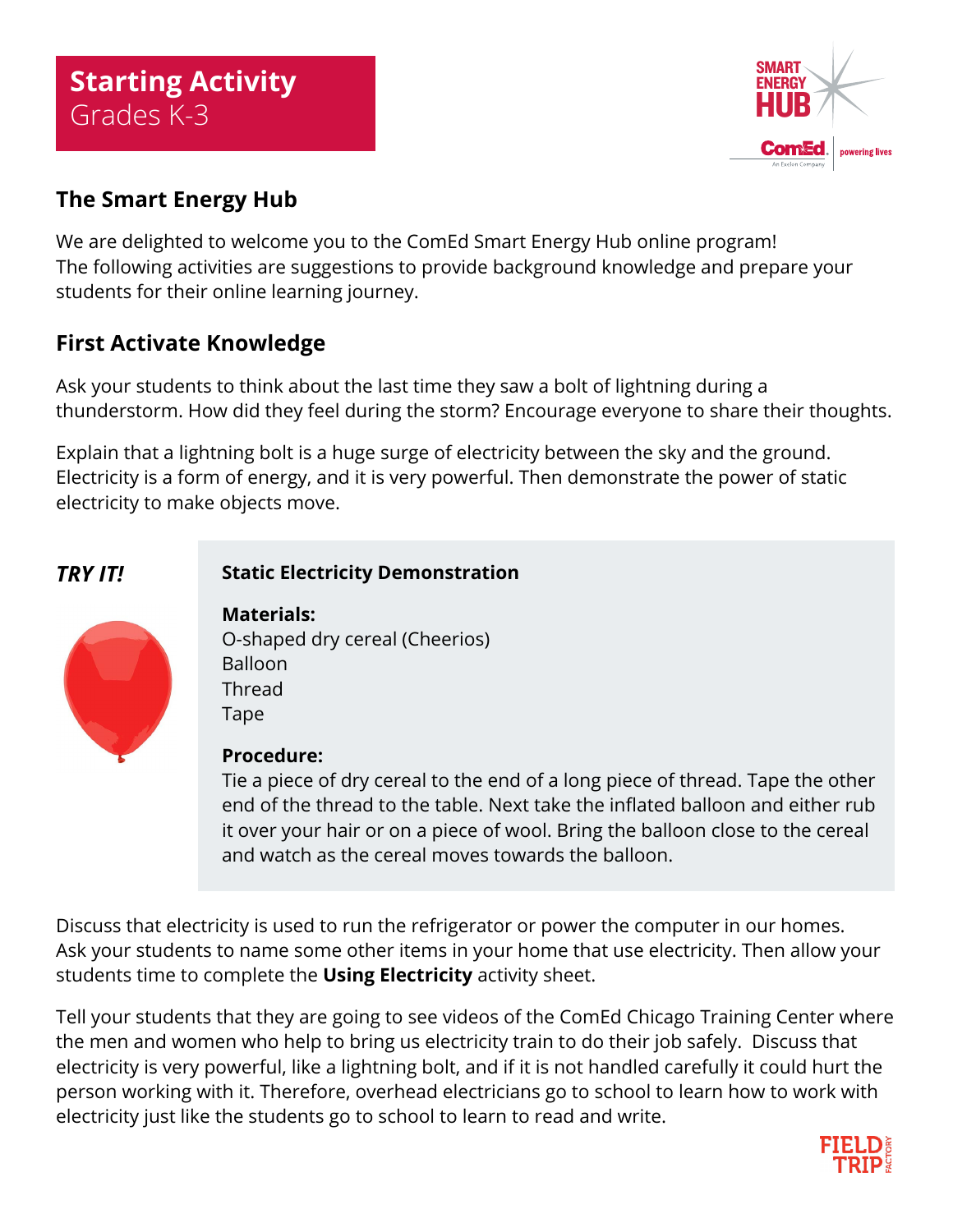# Starting Activity
Grades K-3

## The Smart Energy Hub

We are delighted to welcome you to the ComEd Smart Energy Hub online program! The following activities are suggestions to provide background knowledge and prepare your students for their online learning journey.

## First Activate Knowledge

Ask your students to think about the last time they saw a bolt of lightning during a thunderstorm. How did they feel during the storm? Encourage everyone to share their thoughts.

Explain that a lightning bolt is a huge surge of electricity between the sky and the ground. Electricity is a form of energy, and it is very powerful. Then demonstrate the power of static electricity to make objects move.

***TRY IT!***

### Static Electricity Demonstration

**Materials:**
O-shaped dry cereal (Cheerios)
Balloon
Thread
Tape

**Procedure:**
Tie a piece of dry cereal to the end of a long piece of thread. Tape the other end of the thread to the table. Next take the inflated balloon and either rub it over your hair or on a piece of wool. Bring the balloon close to the cereal and watch as the cereal moves towards the balloon.

Discuss that electricity is used to run the refrigerator or power the computer in our homes. Ask your students to name some other items in your home that use electricity. Then allow your students time to complete the **Using Electricity** activity sheet.

Tell your students that they are going to see videos of the ComEd Chicago Training Center where the men and women who help to bring us electricity train to do their job safely. Discuss that electricity is very powerful, like a lightning bolt, and if it is not handled carefully it could hurt the person working with it. Therefore, overhead electricians go to school to learn how to work with electricity just like the students go to school to learn to read and write.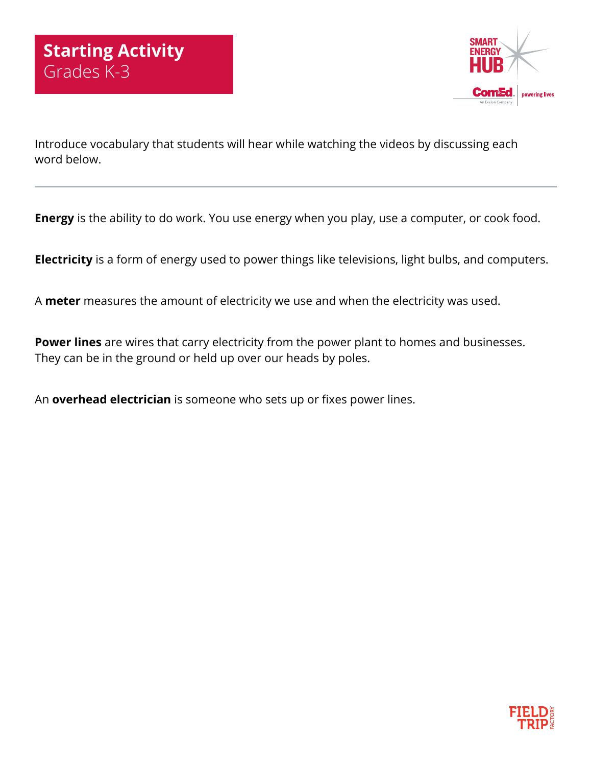# Starting Activity
## Grades K-3

Introduce vocabulary that students will hear while watching the videos by discussing each word below.

---

**Energy** is the ability to do work. You use energy when you play, use a computer, or cook food.

**Electricity** is a form of energy used to power things like televisions, light bulbs, and computers.

A **meter** measures the amount of electricity we use and when the electricity was used.

**Power lines** are wires that carry electricity from the power plant to homes and businesses. They can be in the ground or held up over our heads by poles.

An **overhead electrician** is someone who sets up or fixes power lines.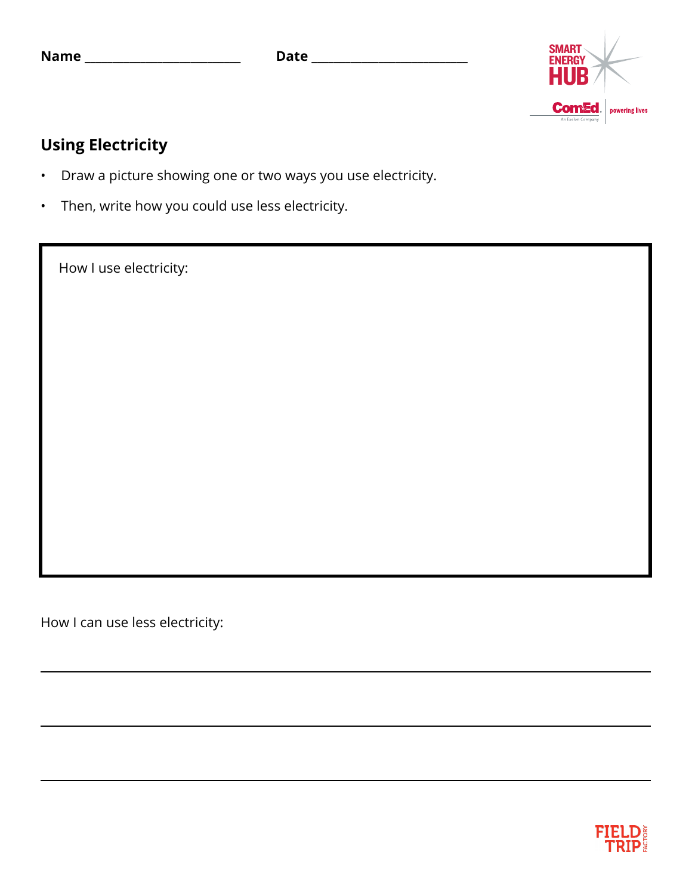Name ________________________ Date ________________________

## Using Electricity

- Draw a picture showing one or two ways you use electricity.
- Then, write how you could use less electricity.

How I use electricity:

How I can use less electricity:

______________________________________________________________________

______________________________________________________________________

______________________________________________________________________